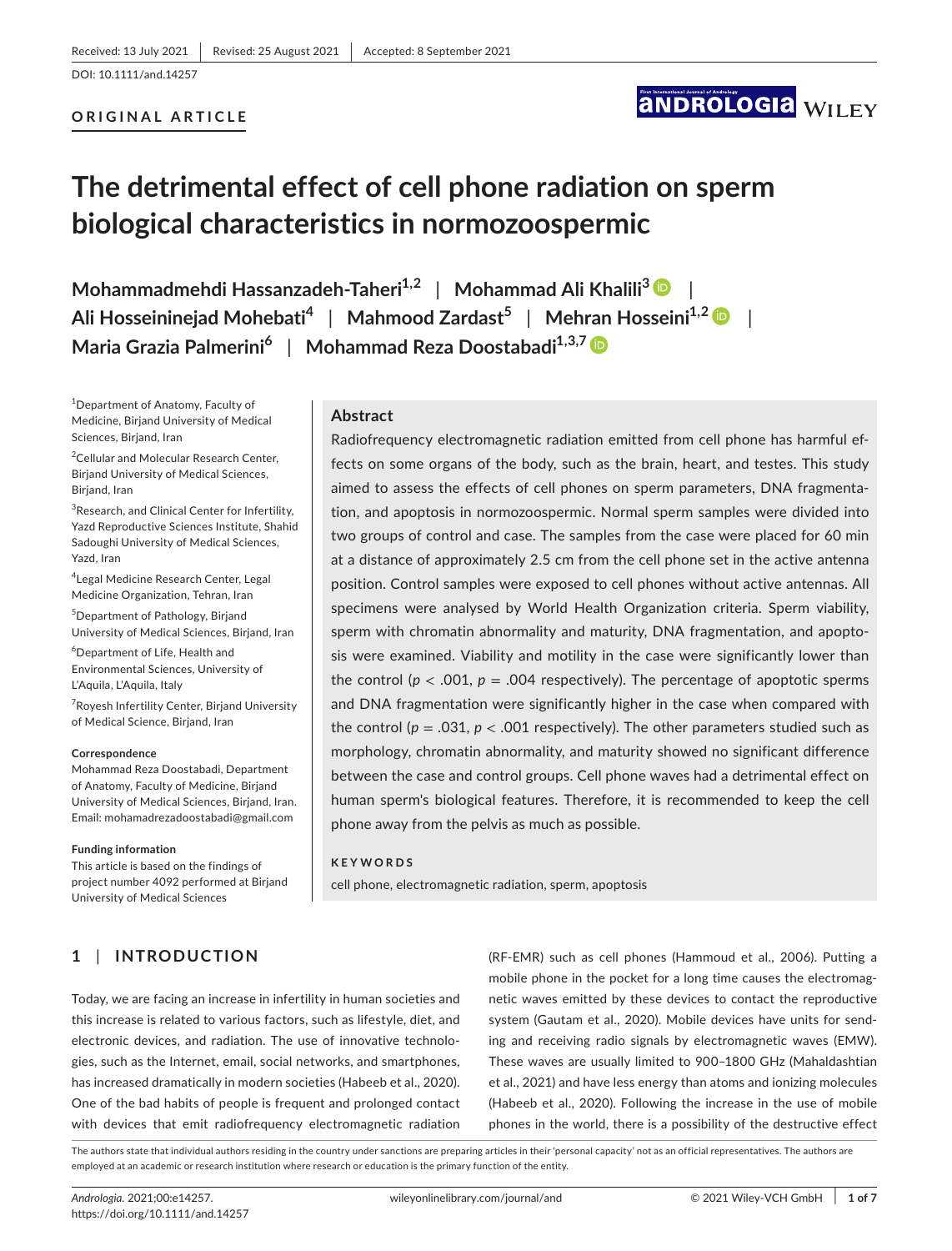Received: 13 July 2021 | Revised: 25 August 2021 | Accepted: 8 September 2021

DOI: 10.1111/and.14257

**ORIGINAL ARTICLE**

# The detrimental effect of cell phone radiation on sperm biological characteristics in normozoospermic

**Mohammadmehdi Hassanzadeh-Taheri[1,2] | Mohammad Ali Khalili[3] | Ali Hosseininejad Mohebati[4] | Mahmood Zardast[5] | Mehran Hosseini[1,2] | Maria Grazia Palmerini[6] | Mohammad Reza Doostabadi[1,3,7]**

[1]Department of Anatomy, Faculty of Medicine, Birjand University of Medical Sciences, Birjand, Iran

[2]Cellular and Molecular Research Center, Birjand University of Medical Sciences, Birjand, Iran

[3]Research, and Clinical Center for Infertility, Yazd Reproductive Sciences Institute, Shahid Sadoughi University of Medical Sciences, Yazd, Iran

[4]Legal Medicine Research Center, Legal Medicine Organization, Tehran, Iran

[5]Department of Pathology, Birjand University of Medical Sciences, Birjand, Iran

[6]Department of Life, Health and Environmental Sciences, University of L'Aquila, L'Aquila, Italy

[7]Royesh Infertility Center, Birjand University of Medical Science, Birjand, Iran

**Correspondence**
Mohammad Reza Doostabadi, Department of Anatomy, Faculty of Medicine, Birjand University of Medical Sciences, Birjand, Iran.
Email: mohamadrezadoostabadi@gmail.com

**Funding information**
This article is based on the findings of project number 4092 performed at Birjand University of Medical Sciences

## Abstract

Radiofrequency electromagnetic radiation emitted from cell phone has harmful effects on some organs of the body, such as the brain, heart, and testes. This study aimed to assess the effects of cell phones on sperm parameters, DNA fragmentation, and apoptosis in normozoospermic. Normal sperm samples were divided into two groups of control and case. The samples from the case were placed for 60 min at a distance of approximately 2.5 cm from the cell phone set in the active antenna position. Control samples were exposed to cell phones without active antennas. All specimens were analysed by World Health Organization criteria. Sperm viability, sperm with chromatin abnormality and maturity, DNA fragmentation, and apoptosis were examined. Viability and motility in the case were significantly lower than the control ($p < .001$, $p = .004$ respectively). The percentage of apoptotic sperms and DNA fragmentation were significantly higher in the case when compared with the control ($p = .031$, $p < .001$ respectively). The other parameters studied such as morphology, chromatin abnormality, and maturity showed no significant difference between the case and control groups. Cell phone waves had a detrimental effect on human sperm's biological features. Therefore, it is recommended to keep the cell phone away from the pelvis as much as possible.

**KEYWORDS**

cell phone, electromagnetic radiation, sperm, apoptosis

## 1 | INTRODUCTION

Today, we are facing an increase in infertility in human societies and this increase is related to various factors, such as lifestyle, diet, and electronic devices, and radiation. The use of innovative technologies, such as the Internet, email, social networks, and smartphones, has increased dramatically in modern societies (Habeeb et al., 2020). One of the bad habits of people is frequent and prolonged contact with devices that emit radiofrequency electromagnetic radiation (RF-EMR) such as cell phones (Hammoud et al., 2006). Putting a mobile phone in the pocket for a long time causes the electromagnetic waves emitted by these devices to contact the reproductive system (Gautam et al., 2020). Mobile devices have units for sending and receiving radio signals by electromagnetic waves (EMW). These waves are usually limited to 900–1800 GHz (Mahaldashtian et al., 2021) and have less energy than atoms and ionizing molecules (Habeeb et al., 2020). Following the increase in the use of mobile phones in the world, there is a possibility of the destructive effect

The authors state that individual authors residing in the country under sanctions are preparing articles in their 'personal capacity' not as an official representatives. The authors are employed at an academic or research institution where research or education is the primary function of the entity.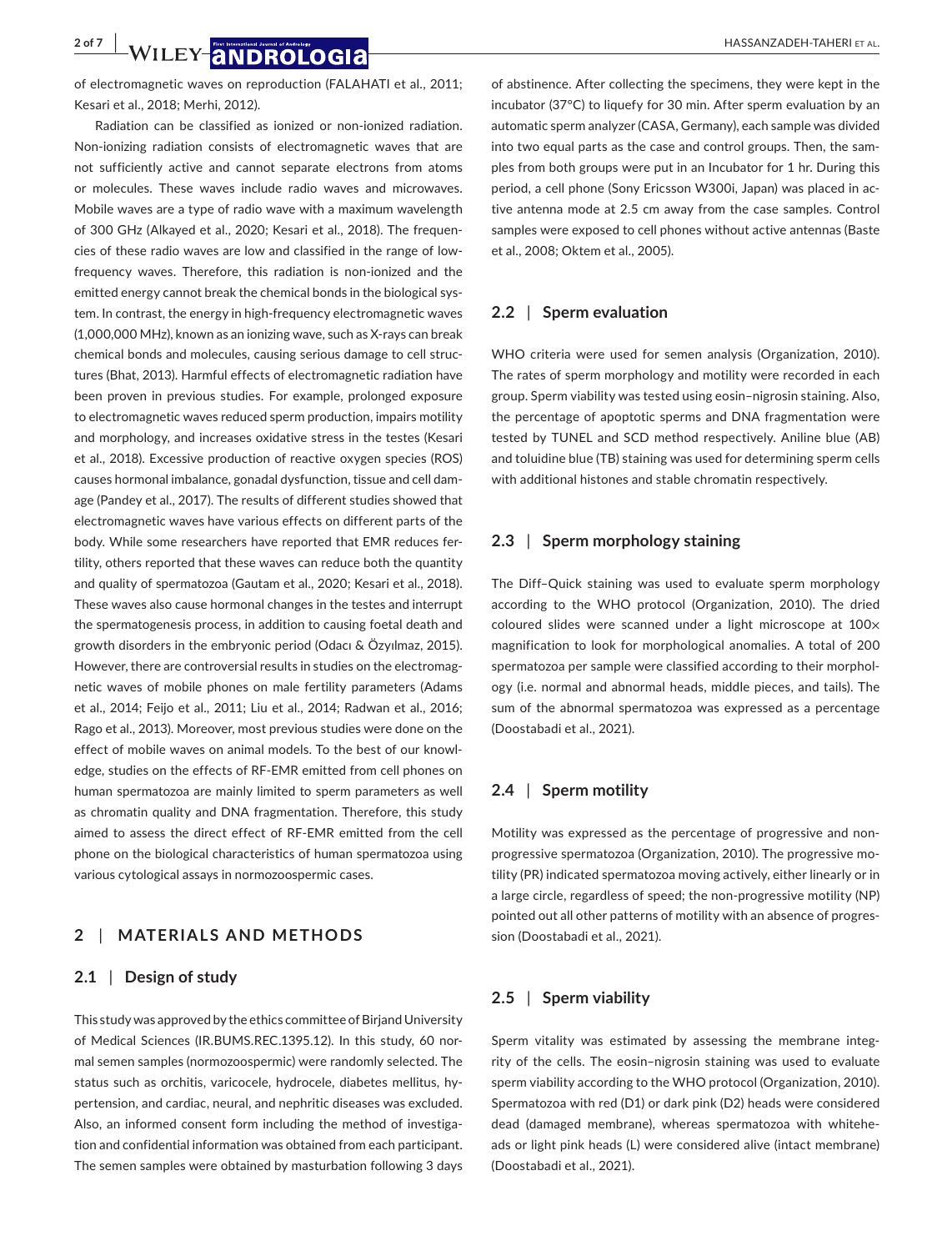of electromagnetic waves on reproduction (FALAHATI et al., 2011; Kesari et al., 2018; Merhi, 2012).

Radiation can be classified as ionized or non-ionized radiation. Non-ionizing radiation consists of electromagnetic waves that are not sufficiently active and cannot separate electrons from atoms or molecules. These waves include radio waves and microwaves. Mobile waves are a type of radio wave with a maximum wavelength of 300 GHz (Alkayed et al., 2020; Kesari et al., 2018). The frequencies of these radio waves are low and classified in the range of low-frequency waves. Therefore, this radiation is non-ionized and the emitted energy cannot break the chemical bonds in the biological system. In contrast, the energy in high-frequency electromagnetic waves (1,000,000 MHz), known as an ionizing wave, such as X-rays can break chemical bonds and molecules, causing serious damage to cell structures (Bhat, 2013). Harmful effects of electromagnetic radiation have been proven in previous studies. For example, prolonged exposure to electromagnetic waves reduced sperm production, impairs motility and morphology, and increases oxidative stress in the testes (Kesari et al., 2018). Excessive production of reactive oxygen species (ROS) causes hormonal imbalance, gonadal dysfunction, tissue and cell damage (Pandey et al., 2017). The results of different studies showed that electromagnetic waves have various effects on different parts of the body. While some researchers have reported that EMR reduces fertility, others reported that these waves can reduce both the quantity and quality of spermatozoa (Gautam et al., 2020; Kesari et al., 2018). These waves also cause hormonal changes in the testes and interrupt the spermatogenesis process, in addition to causing foetal death and growth disorders in the embryonic period (Odacı & Özyılmaz, 2015). However, there are controversial results in studies on the electromagnetic waves of mobile phones on male fertility parameters (Adams et al., 2014; Feijo et al., 2011; Liu et al., 2014; Radwan et al., 2016; Rago et al., 2013). Moreover, most previous studies were done on the effect of mobile waves on animal models. To the best of our knowledge, studies on the effects of RF-EMR emitted from cell phones on human spermatozoa are mainly limited to sperm parameters as well as chromatin quality and DNA fragmentation. Therefore, this study aimed to assess the direct effect of RF-EMR emitted from the cell phone on the biological characteristics of human spermatozoa using various cytological assays in normozoospermic cases.

## 2 | MATERIALS AND METHODS

### 2.1 | Design of study

This study was approved by the ethics committee of Birjand University of Medical Sciences (IR.BUMS.REC.1395.12). In this study, 60 normal semen samples (normozoospermic) were randomly selected. The status such as orchitis, varicocele, hydrocele, diabetes mellitus, hypertension, and cardiac, neural, and nephritic diseases was excluded. Also, an informed consent form including the method of investigation and confidential information was obtained from each participant. The semen samples were obtained by masturbation following 3 days of abstinence. After collecting the specimens, they were kept in the incubator (37°C) to liquefy for 30 min. After sperm evaluation by an automatic sperm analyzer (CASA, Germany), each sample was divided into two equal parts as the case and control groups. Then, the samples from both groups were put in an Incubator for 1 hr. During this period, a cell phone (Sony Ericsson W300i, Japan) was placed in active antenna mode at 2.5 cm away from the case samples. Control samples were exposed to cell phones without active antennas (Baste et al., 2008; Oktem et al., 2005).

### 2.2 | Sperm evaluation

WHO criteria were used for semen analysis (Organization, 2010). The rates of sperm morphology and motility were recorded in each group. Sperm viability was tested using eosin–nigrosin staining. Also, the percentage of apoptotic sperms and DNA fragmentation were tested by TUNEL and SCD method respectively. Aniline blue (AB) and toluidine blue (TB) staining was used for determining sperm cells with additional histones and stable chromatin respectively.

### 2.3 | Sperm morphology staining

The Diff–Quick staining was used to evaluate sperm morphology according to the WHO protocol (Organization, 2010). The dried coloured slides were scanned under a light microscope at 100× magnification to look for morphological anomalies. A total of 200 spermatozoa per sample were classified according to their morphology (i.e. normal and abnormal heads, middle pieces, and tails). The sum of the abnormal spermatozoa was expressed as a percentage (Doostabadi et al., 2021).

### 2.4 | Sperm motility

Motility was expressed as the percentage of progressive and non-progressive spermatozoa (Organization, 2010). The progressive motility (PR) indicated spermatozoa moving actively, either linearly or in a large circle, regardless of speed; the non-progressive motility (NP) pointed out all other patterns of motility with an absence of progression (Doostabadi et al., 2021).

### 2.5 | Sperm viability

Sperm vitality was estimated by assessing the membrane integrity of the cells. The eosin–nigrosin staining was used to evaluate sperm viability according to the WHO protocol (Organization, 2010). Spermatozoa with red (D1) or dark pink (D2) heads were considered dead (damaged membrane), whereas spermatozoa with whiteheads or light pink heads (L) were considered alive (intact membrane) (Doostabadi et al., 2021).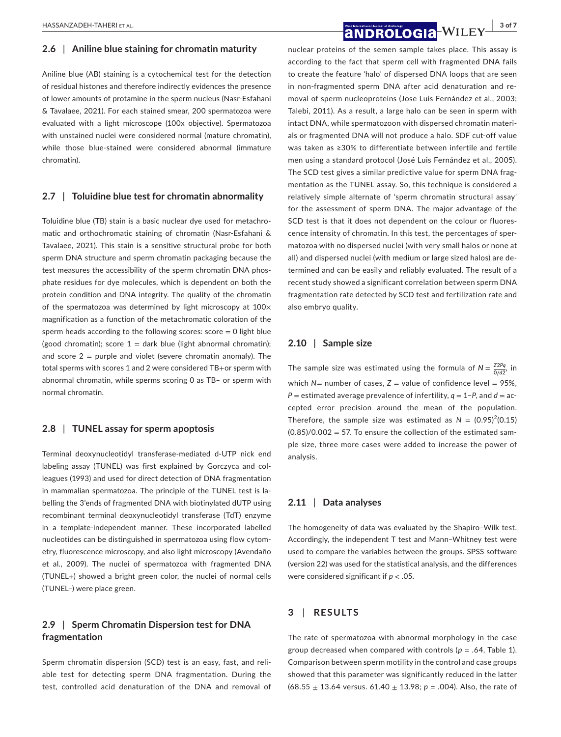### 2.6 | Aniline blue staining for chromatin maturity

Aniline blue (AB) staining is a cytochemical test for the detection of residual histones and therefore indirectly evidences the presence of lower amounts of protamine in the sperm nucleus (Nasr-Esfahani & Tavalaee, 2021). For each stained smear, 200 spermatozoa were evaluated with a light microscope (100x objective). Spermatozoa with unstained nuclei were considered normal (mature chromatin), while those blue-stained were considered abnormal (immature chromatin).

### 2.7 | Toluidine blue test for chromatin abnormality

Toluidine blue (TB) stain is a basic nuclear dye used for metachromatic and orthochromatic staining of chromatin (Nasr-Esfahani & Tavalaee, 2021). This stain is a sensitive structural probe for both sperm DNA structure and sperm chromatin packaging because the test measures the accessibility of the sperm chromatin DNA phosphate residues for dye molecules, which is dependent on both the protein condition and DNA integrity. The quality of the chromatin of the spermatozoa was determined by light microscopy at 100× magnification as a function of the metachromatic coloration of the sperm heads according to the following scores: score = 0 light blue (good chromatin); score 1 = dark blue (light abnormal chromatin); and score 2 = purple and violet (severe chromatin anomaly). The total sperms with scores 1 and 2 were considered TB+or sperm with abnormal chromatin, while sperms scoring 0 as TB– or sperm with normal chromatin.

### 2.8 | TUNEL assay for sperm apoptosis

Terminal deoxynucleotidyl transferase-mediated d-UTP nick end labeling assay (TUNEL) was first explained by Gorczyca and colleagues (1993) and used for direct detection of DNA fragmentation in mammalian spermatozoa. The principle of the TUNEL test is labelling the 3'ends of fragmented DNA with biotinylated dUTP using recombinant terminal deoxynucleotidyl transferase (TdT) enzyme in a template-independent manner. These incorporated labelled nucleotides can be distinguished in spermatozoa using flow cytometry, fluorescence microscopy, and also light microscopy (Avendaño et al., 2009). The nuclei of spermatozoa with fragmented DNA (TUNEL+) showed a bright green color, the nuclei of normal cells (TUNEL–) were place green.

### 2.9 | Sperm Chromatin Dispersion test for DNA fragmentation

Sperm chromatin dispersion (SCD) test is an easy, fast, and reliable test for detecting sperm DNA fragmentation. During the test, controlled acid denaturation of the DNA and removal of nuclear proteins of the semen sample takes place. This assay is according to the fact that sperm cell with fragmented DNA fails to create the feature 'halo' of dispersed DNA loops that are seen in non-fragmented sperm DNA after acid denaturation and removal of sperm nucleoproteins (Jose Luis Fernández et al., 2003; Talebi, 2011). As a result, a large halo can be seen in sperm with intact DNA, while spermatozoon with dispersed chromatin materials or fragmented DNA will not produce a halo. SDF cut-off value was taken as ≥30% to differentiate between infertile and fertile men using a standard protocol (José Luis Fernández et al., 2005). The SCD test gives a similar predictive value for sperm DNA fragmentation as the TUNEL assay. So, this technique is considered a relatively simple alternate of 'sperm chromatin structural assay' for the assessment of sperm DNA. The major advantage of the SCD test is that it does not dependent on the colour or fluorescence intensity of chromatin. In this test, the percentages of spermatozoa with no dispersed nuclei (with very small halos or none at all) and dispersed nuclei (with medium or large sized halos) are determined and can be easily and reliably evaluated. The result of a recent study showed a significant correlation between sperm DNA fragmentation rate detected by SCD test and fertilization rate and also embryo quality.

### 2.10 | Sample size

The sample size was estimated using the formula of $N = \frac{Z2Pq}{0/d2}$, in which $N$= number of cases, $Z$ = value of confidence level = 95%, $P$ = estimated average prevalence of infertility, $q = 1-P$, and $d$ = accepted error precision around the mean of the population. Therefore, the sample size was estimated as $N = (0.95)^2(0.15)(0.85)/0.002 = 57$. To ensure the collection of the estimated sample size, three more cases were added to increase the power of analysis.

### 2.11 | Data analyses

The homogeneity of data was evaluated by the Shapiro–Wilk test. Accordingly, the independent T test and Mann–Whitney test were used to compare the variables between the groups. SPSS software (version 22) was used for the statistical analysis, and the differences were considered significant if $p < .05$.

## 3 | RESULTS

The rate of spermatozoa with abnormal morphology in the case group decreased when compared with controls ($p = .64$, Table 1). Comparison between sperm motility in the control and case groups showed that this parameter was significantly reduced in the latter (68.55 ± 13.64 versus. 61.40 ± 13.98; $p = .004$). Also, the rate of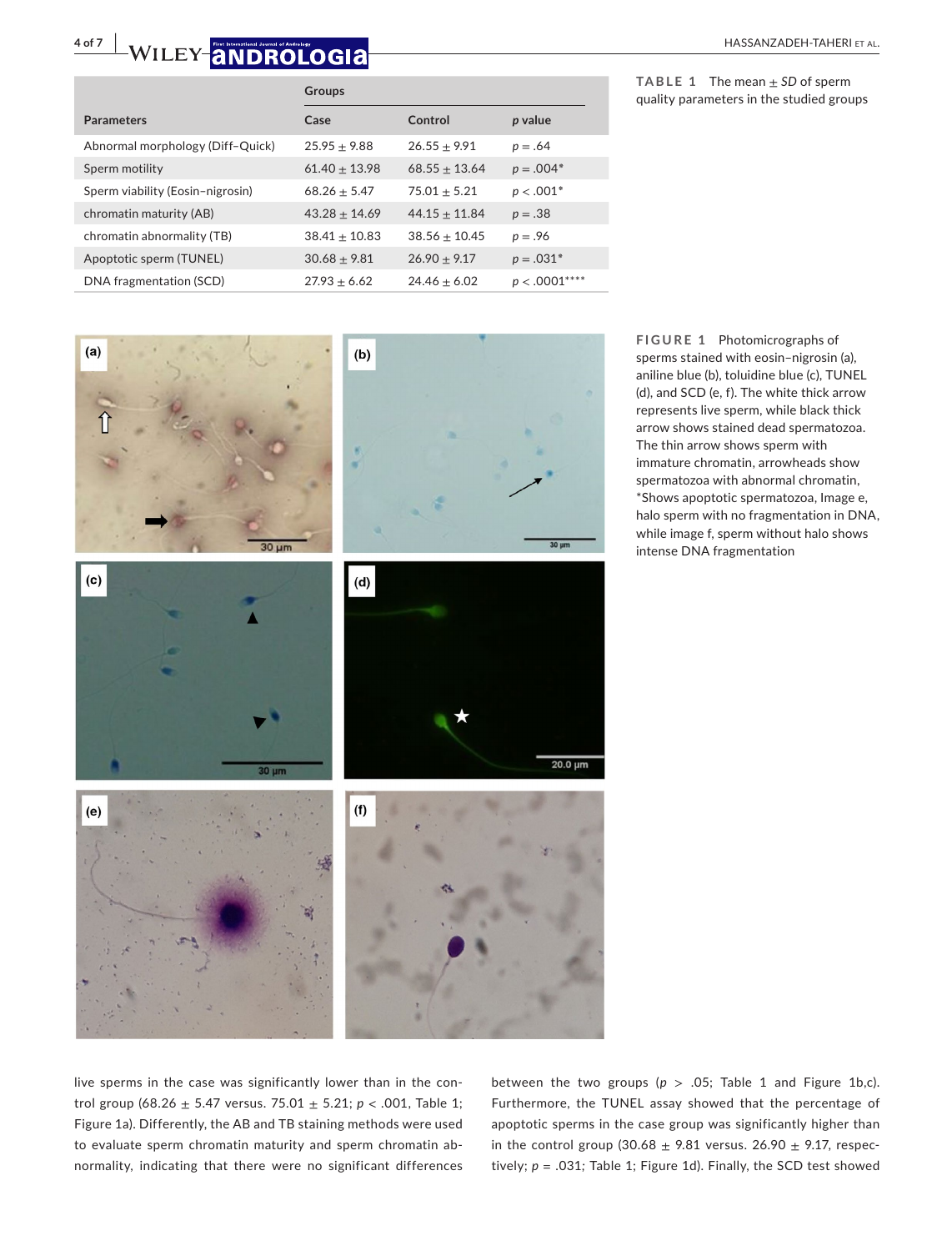**TABLE 1** The mean ± *SD* of sperm quality parameters in the studied groups

| Parameters | Groups | | |
|---|---|---|---|
| | Case | Control | *p* value |
| Abnormal morphology (Diff–Quick) | 25.95 ± 9.88 | 26.55 ± 9.91 | $p = .64$ |
| Sperm motility | 61.40 ± 13.98 | 68.55 ± 13.64 | $p = .004$* |
| Sperm viability (Eosin–nigrosin) | 68.26 ± 5.47 | 75.01 ± 5.21 | $p < .001$* |
| chromatin maturity (AB) | 43.28 ± 14.69 | 44.15 ± 11.84 | $p = .38$ |
| chromatin abnormality (TB) | 38.41 ± 10.83 | 38.56 ± 10.45 | $p = .96$ |
| Apoptotic sperm (TUNEL) | 30.68 ± 9.81 | 26.90 ± 9.17 | $p = .031$* |
| DNA fragmentation (SCD) | 27.93 ± 6.62 | 24.46 ± 6.02 | $p < .0001$**** |

**FIGURE 1** Photomicrographs of sperms stained with eosin–nigrosin (a), aniline blue (b), toluidine blue (c), TUNEL (d), and SCD (e, f). The white thick arrow represents live sperm, while black thick arrow shows stained dead spermatozoa. The thin arrow shows sperm with immature chromatin, arrowheads show spermatozoa with abnormal chromatin, *Shows apoptotic spermatozoa, Image e, halo sperm with no fragmentation in DNA, while image f, sperm without halo shows intense DNA fragmentation

live sperms in the case was significantly lower than in the control group (68.26 ± 5.47 versus. 75.01 ± 5.21; $p < .001$, Table 1; Figure 1a). Differently, the AB and TB staining methods were used to evaluate sperm chromatin maturity and sperm chromatin abnormality, indicating that there were no significant differences between the two groups ($p > .05$; Table 1 and Figure 1b,c). Furthermore, the TUNEL assay showed that the percentage of apoptotic sperms in the case group was significantly higher than in the control group (30.68 ± 9.81 versus. 26.90 ± 9.17, respectively; $p = .031$; Table 1; Figure 1d). Finally, the SCD test showed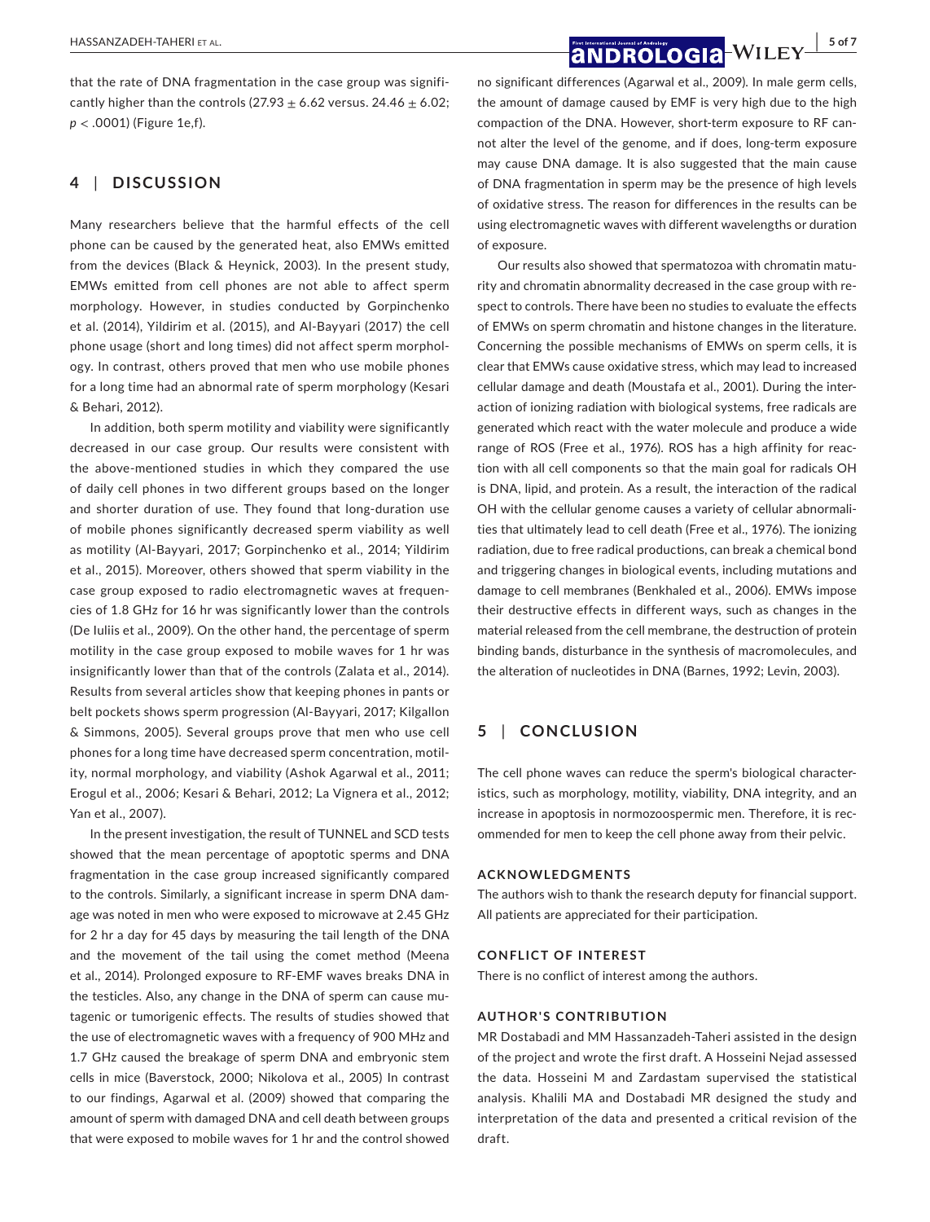that the rate of DNA fragmentation in the case group was significantly higher than the controls ($27.93 \pm 6.62$ versus. $24.46 \pm 6.02$; $p < .0001$) (Figure 1e,f).

## 4 | DISCUSSION

Many researchers believe that the harmful effects of the cell phone can be caused by the generated heat, also EMWs emitted from the devices (Black & Heynick, 2003). In the present study, EMWs emitted from cell phones are not able to affect sperm morphology. However, in studies conducted by Gorpinchenko et al. (2014), Yildirim et al. (2015), and Al-Bayyari (2017) the cell phone usage (short and long times) did not affect sperm morphology. In contrast, others proved that men who use mobile phones for a long time had an abnormal rate of sperm morphology (Kesari & Behari, 2012).

In addition, both sperm motility and viability were significantly decreased in our case group. Our results were consistent with the above-mentioned studies in which they compared the use of daily cell phones in two different groups based on the longer and shorter duration of use. They found that long-duration use of mobile phones significantly decreased sperm viability as well as motility (Al-Bayyari, 2017; Gorpinchenko et al., 2014; Yildirim et al., 2015). Moreover, others showed that sperm viability in the case group exposed to radio electromagnetic waves at frequencies of 1.8 GHz for 16 hr was significantly lower than the controls (De Iuliis et al., 2009). On the other hand, the percentage of sperm motility in the case group exposed to mobile waves for 1 hr was insignificantly lower than that of the controls (Zalata et al., 2014). Results from several articles show that keeping phones in pants or belt pockets shows sperm progression (Al-Bayyari, 2017; Kilgallon & Simmons, 2005). Several groups prove that men who use cell phones for a long time have decreased sperm concentration, motility, normal morphology, and viability (Ashok Agarwal et al., 2011; Erogul et al., 2006; Kesari & Behari, 2012; La Vignera et al., 2012; Yan et al., 2007).

In the present investigation, the result of TUNNEL and SCD tests showed that the mean percentage of apoptotic sperms and DNA fragmentation in the case group increased significantly compared to the controls. Similarly, a significant increase in sperm DNA damage was noted in men who were exposed to microwave at 2.45 GHz for 2 hr a day for 45 days by measuring the tail length of the DNA and the movement of the tail using the comet method (Meena et al., 2014). Prolonged exposure to RF-EMF waves breaks DNA in the testicles. Also, any change in the DNA of sperm can cause mutagenic or tumorigenic effects. The results of studies showed that the use of electromagnetic waves with a frequency of 900 MHz and 1.7 GHz caused the breakage of sperm DNA and embryonic stem cells in mice (Baverstock, 2000; Nikolova et al., 2005) In contrast to our findings, Agarwal et al. (2009) showed that comparing the amount of sperm with damaged DNA and cell death between groups that were exposed to mobile waves for 1 hr and the control showed no significant differences (Agarwal et al., 2009). In male germ cells, the amount of damage caused by EMF is very high due to the high compaction of the DNA. However, short-term exposure to RF cannot alter the level of the genome, and if does, long-term exposure may cause DNA damage. It is also suggested that the main cause of DNA fragmentation in sperm may be the presence of high levels of oxidative stress. The reason for differences in the results can be using electromagnetic waves with different wavelengths or duration of exposure.

Our results also showed that spermatozoa with chromatin maturity and chromatin abnormality decreased in the case group with respect to controls. There have been no studies to evaluate the effects of EMWs on sperm chromatin and histone changes in the literature. Concerning the possible mechanisms of EMWs on sperm cells, it is clear that EMWs cause oxidative stress, which may lead to increased cellular damage and death (Moustafa et al., 2001). During the interaction of ionizing radiation with biological systems, free radicals are generated which react with the water molecule and produce a wide range of ROS (Free et al., 1976). ROS has a high affinity for reaction with all cell components so that the main goal for radicals OH is DNA, lipid, and protein. As a result, the interaction of the radical OH with the cellular genome causes a variety of cellular abnormalities that ultimately lead to cell death (Free et al., 1976). The ionizing radiation, due to free radical productions, can break a chemical bond and triggering changes in biological events, including mutations and damage to cell membranes (Benkhaled et al., 2006). EMWs impose their destructive effects in different ways, such as changes in the material released from the cell membrane, the destruction of protein binding bands, disturbance in the synthesis of macromolecules, and the alteration of nucleotides in DNA (Barnes, 1992; Levin, 2003).

## 5 | CONCLUSION

The cell phone waves can reduce the sperm's biological characteristics, such as morphology, motility, viability, DNA integrity, and an increase in apoptosis in normozoospermic men. Therefore, it is recommended for men to keep the cell phone away from their pelvic.

### ACKNOWLEDGMENTS

The authors wish to thank the research deputy for financial support. All patients are appreciated for their participation.

### CONFLICT OF INTEREST

There is no conflict of interest among the authors.

### AUTHOR'S CONTRIBUTION

MR Dostabadi and MM Hassanzadeh-Taheri assisted in the design of the project and wrote the first draft. A Hosseini Nejad assessed the data. Hosseini M and Zardastam supervised the statistical analysis. Khalili MA and Dostabadi MR designed the study and interpretation of the data and presented a critical revision of the draft.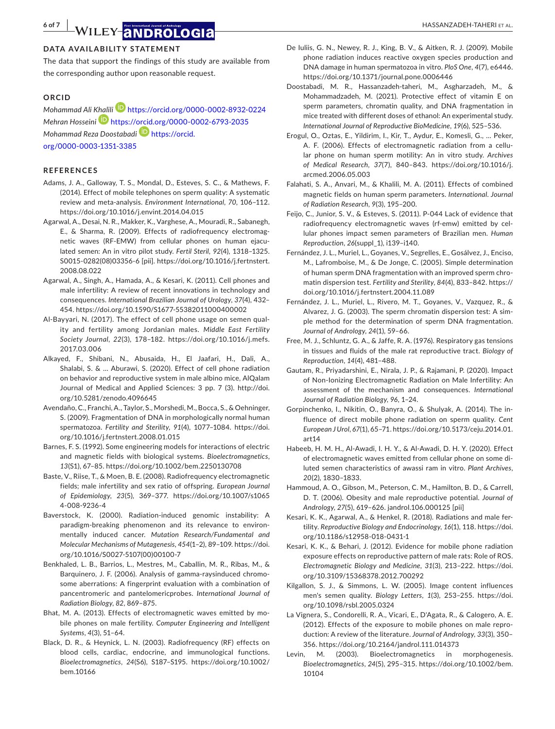## DATA AVAILABILITY STATEMENT

The data that support the findings of this study are available from the corresponding author upon reasonable request.

## ORCID

*Mohammad Ali Khalili* https://orcid.org/0000-0002-8932-0224
*Mehran Hosseini* https://orcid.org/0000-0002-6793-2035
*Mohammad Reza Doostabadi* https://orcid.org/0000-0003-1351-3385

## REFERENCES

Adams, J. A., Galloway, T. S., Mondal, D., Esteves, S. C., & Mathews, F. (2014). Effect of mobile telephones on sperm quality: A systematic review and meta-analysis. *Environment International*, *70*, 106–112. https://doi.org/10.1016/j.envint.2014.04.015

Agarwal, A., Desai, N. R., Makker, K., Varghese, A., Mouradi, R., Sabanegh, E., & Sharma, R. (2009). Effects of radiofrequency electromagnetic waves (RF-EMW) from cellular phones on human ejaculated semen: An in vitro pilot study. *Fertil Steril*, *92*(4), 1318–1325. S0015-0282(08)03356-6 [pii]. https://doi.org/10.1016/j.fertnstert.2008.08.022

Agarwal, A., Singh, A., Hamada, A., & Kesari, K. (2011). Cell phones and male infertility: A review of recent innovations in technology and consequences. *International Brazilian Journal of Urology*, *37*(4), 432–454. https://doi.org/10.1590/S1677-55382011000400002

Al-Bayyari, N. (2017). The effect of cell phone usage on semen quality and fertility among Jordanian males. *Middle East Fertility Society Journal*, *22*(3), 178–182. https://doi.org/10.1016/j.mefs.2017.03.006

Alkayed, F., Shibani, N., Abusaida, H., El Jaafari, H., Dali, A., Shalabi, S. & … Aburawi, S. (2020). Effect of cell phone radiation on behavior and reproductive system in male albino mice, AlQalam Journal of Medical and Applied Sciences: 3 pp. 7 (3). http://doi.org/10.5281/zenodo.4096645

Avendaño, C., Franchi, A., Taylor, S., Morshedi, M., Bocca, S., & Oehninger, S. (2009). Fragmentation of DNA in morphologically normal human spermatozoa. *Fertility and Sterility*, *91*(4), 1077–1084. https://doi.org/10.1016/j.fertnstert.2008.01.015

Barnes, F. S. (1992). Some engineering models for interactions of electric and magnetic fields with biological systems. *Bioelectromagnetics*, *13*(S1), 67–85. https://doi.org/10.1002/bem.2250130708

Baste, V., Riise, T., & Moen, B. E. (2008). Radiofrequency electromagnetic fields; male infertility and sex ratio of offspring. *European Journal of Epidemiology*, *23*(5), 369–377. https://doi.org/10.1007/s10654-008-9236-4

Baverstock, K. (2000). Radiation-induced genomic instability: A paradigm-breaking phenomenon and its relevance to environmentally induced cancer. *Mutation Research/Fundamental and Molecular Mechanisms of Mutagenesis*, *454*(1–2), 89–109. https://doi.org/10.1016/S0027-5107(00)00100-7

Benkhaled, L. B., Barrios, L., Mestres, M., Caballin, M. R., Ribas, M., & Barquinero, J. F. (2006). Analysis of gamma-raysinduced chromosome aberrations: A fingerprint evaluation with a combination of pancentromeric and pantelomericprobes. *International Journal of Radiation Biology*, *82*, 869–875.

Bhat, M. A. (2013). Effects of electromagnetic waves emitted by mobile phones on male fertility. *Computer Engineering and Intelligent Systems*, *4*(3), 51–64.

Black, D. R., & Heynick, L. N. (2003). Radiofrequency (RF) effects on blood cells, cardiac, endocrine, and immunological functions. *Bioelectromagnetics*, *24*(S6), S187–S195. https://doi.org/10.1002/bem.10166

De Iuliis, G. N., Newey, R. J., King, B. V., & Aitken, R. J. (2009). Mobile phone radiation induces reactive oxygen species production and DNA damage in human spermatozoa in vitro. *PloS One*, *4*(7), e6446. https://doi.org/10.1371/journal.pone.0006446

Doostabadi, M. R., Hassanzadeh-taheri, M., Asgharzadeh, M., & Mohammadzadeh, M. (2021). Protective effect of vitamin E on sperm parameters, chromatin quality, and DNA fragmentation in mice treated with different doses of ethanol: An experimental study. *International Journal of Reproductive BioMedicine*, *19*(6), 525–536.

Erogul, O., Oztas, E., Yildirim, I., Kir, T., Aydur, E., Komesli, G., … Peker, A. F. (2006). Effects of electromagnetic radiation from a cellular phone on human sperm motility: An in vitro study. *Archives of Medical Research*, *37*(7), 840–843. https://doi.org/10.1016/j.arcmed.2006.05.003

Falahati, S. A., Anvari, M., & Khalili, M. A. (2011). Effects of combined magnetic fields on human sperm parameters. *International. Journal of Radiation Research*, *9*(3), 195–200.

Feijo, C., Junior, S. V., & Esteves, S. (2011). P-044 Lack of evidence that radiofrequency electromagnetic waves (rf-emw) emitted by cellular phones impact semen parameters of Brazilian men. *Human Reproduction*, *26*(suppl_1), i139–i140.

Fernández, J. L., Muriel, L., Goyanes, V., Segrelles, E., Gosálvez, J., Enciso, M., Lafromboise, M., & De Jonge, C. (2005). Simple determination of human sperm DNA fragmentation with an improved sperm chromatin dispersion test. *Fertility and Sterility*, *84*(4), 833–842. https://doi.org/10.1016/j.fertnstert.2004.11.089

Fernández, J. L., Muriel, L., Rivero, M. T., Goyanes, V., Vazquez, R., & Alvarez, J. G. (2003). The sperm chromatin dispersion test: A simple method for the determination of sperm DNA fragmentation. *Journal of Andrology*, *24*(1), 59–66.

Free, M. J., Schluntz, G. A., & Jaffe, R. A. (1976). Respiratory gas tensions in tissues and fluids of the male rat reproductive tract. *Biology of Reproduction*, *14*(4), 481–488.

Gautam, R., Priyadarshini, E., Nirala, J. P., & Rajamani, P. (2020). Impact of Non-Ionizing Electromagnetic Radiation on Male Infertility: An assessment of the mechanism and consequences. *International Journal of Radiation Biology*, *96*, 1–24.

Gorpinchenko, I., Nikitin, O., Banyra, O., & Shulyak, A. (2014). The influence of direct mobile phone radiation on sperm quality. *Cent European J Urol*, *67*(1), 65–71. https://doi.org/10.5173/ceju.2014.01.art14

Habeeb, H. M. H., Al-Awadi, I. H. Y., & Al-Awadi, D. H. Y. (2020). Effect of electromagnetic waves emitted from cellular phone on some diluted semen characteristics of awassi ram in vitro. *Plant Archives*, *20*(2), 1830–1833.

Hammoud, A. O., Gibson, M., Peterson, C. M., Hamilton, B. D., & Carrell, D. T. (2006). Obesity and male reproductive potential. *Journal of Andrology*, *27*(5), 619–626. jandrol.106.000125 [pii]

Kesari, K. K., Agarwal, A., & Henkel, R. (2018). Radiations and male fertility. *Reproductive Biology and Endocrinology*, *16*(1), 118. https://doi.org/10.1186/s12958-018-0431-1

Kesari, K. K., & Behari, J. (2012). Evidence for mobile phone radiation exposure effects on reproductive pattern of male rats: Role of ROS. *Electromagnetic Biology and Medicine*, *31*(3), 213–222. https://doi.org/10.3109/15368378.2012.700292

Kilgallon, S. J., & Simmons, L. W. (2005). Image content influences men's semen quality. *Biology Letters*, *1*(3), 253–255. https://doi.org/10.1098/rsbl.2005.0324

La Vignera, S., Condorelli, R. A., Vicari, E., D'Agata, R., & Calogero, A. E. (2012). Effects of the exposure to mobile phones on male reproduction: A review of the literature. *Journal of Andrology*, *33*(3), 350–356. https://doi.org/10.2164/jandrol.111.014373

Levin, M. (2003). Bioelectromagnetics in morphogenesis. *Bioelectromagnetics*, *24*(5), 295–315. https://doi.org/10.1002/bem.10104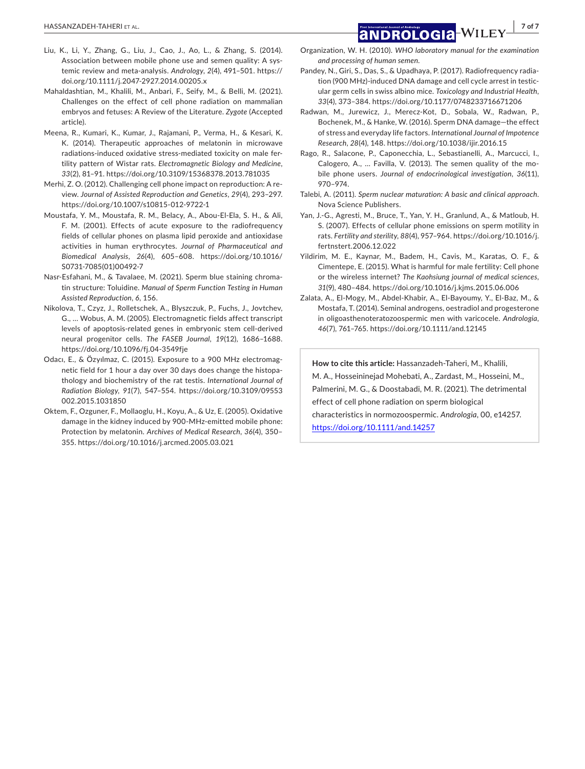Liu, K., Li, Y., Zhang, G., Liu, J., Cao, J., Ao, L., & Zhang, S. (2014). Association between mobile phone use and semen quality: A systemic review and meta-analysis. *Andrology*, *2*(4), 491–501. https://doi.org/10.1111/j.2047-2927.2014.00205.x

Mahaldashtian, M., Khalili, M., Anbari, F., Seify, M., & Belli, M. (2021). Challenges on the effect of cell phone radiation on mammalian embryos and fetuses: A Review of the Literature. *Zygote* (Accepted article).

Meena, R., Kumari, K., Kumar, J., Rajamani, P., Verma, H., & Kesari, K. K. (2014). Therapeutic approaches of melatonin in microwave radiations-induced oxidative stress-mediated toxicity on male fertility pattern of Wistar rats. *Electromagnetic Biology and Medicine*, *33*(2), 81–91. https://doi.org/10.3109/15368378.2013.781035

Merhi, Z. O. (2012). Challenging cell phone impact on reproduction: A review. *Journal of Assisted Reproduction and Genetics*, *29*(4), 293–297. https://doi.org/10.1007/s10815-012-9722-1

Moustafa, Y. M., Moustafa, R. M., Belacy, A., Abou-El-Ela, S. H., & Ali, F. M. (2001). Effects of acute exposure to the radiofrequency fields of cellular phones on plasma lipid peroxide and antioxidase activities in human erythrocytes. *Journal of Pharmaceutical and Biomedical Analysis*, *26*(4), 605–608. https://doi.org/10.1016/S0731-7085(01)00492-7

Nasr-Esfahani, M., & Tavalaee, M. (2021). Sperm blue staining chromatin structure: Toluidine. *Manual of Sperm Function Testing in Human Assisted Reproduction*, *6*, 156.

Nikolova, T., Czyz, J., Rolletschek, A., Blyszczuk, P., Fuchs, J., Jovtchev, G., … Wobus, A. M. (2005). Electromagnetic fields affect transcript levels of apoptosis-related genes in embryonic stem cell-derived neural progenitor cells. *The FASEB Journal*, *19*(12), 1686–1688. https://doi.org/10.1096/fj.04-3549fje

Odacı, E., & Özyılmaz, C. (2015). Exposure to a 900 MHz electromagnetic field for 1 hour a day over 30 days does change the histopathology and biochemistry of the rat testis. *International Journal of Radiation Biology*, *91*(7), 547–554. https://doi.org/10.3109/09553002.2015.1031850

Oktem, F., Ozguner, F., Mollaoglu, H., Koyu, A., & Uz, E. (2005). Oxidative damage in the kidney induced by 900-MHz-emitted mobile phone: Protection by melatonin. *Archives of Medical Research*, *36*(4), 350–355. https://doi.org/10.1016/j.arcmed.2005.03.021

Organization, W. H. (2010). *WHO laboratory manual for the examination and processing of human semen.*

Pandey, N., Giri, S., Das, S., & Upadhaya, P. (2017). Radiofrequency radiation (900 MHz)-induced DNA damage and cell cycle arrest in testicular germ cells in swiss albino mice. *Toxicology and Industrial Health*, *33*(4), 373–384. https://doi.org/10.1177/0748233716671206

Radwan, M., Jurewicz, J., Merecz-Kot, D., Sobala, W., Radwan, P., Bochenek, M., & Hanke, W. (2016). Sperm DNA damage—the effect of stress and everyday life factors. *International Journal of Impotence Research*, *28*(4), 148. https://doi.org/10.1038/ijir.2016.15

Rago, R., Salacone, P., Caponecchia, L., Sebastianelli, A., Marcucci, I., Calogero, A., … Favilla, V. (2013). The semen quality of the mobile phone users. *Journal of endocrinological investigation*, *36*(11), 970–974.

Talebi, A. (2011). *Sperm nuclear maturation: A basic and clinical approach*. Nova Science Publishers.

Yan, J.-G., Agresti, M., Bruce, T., Yan, Y. H., Granlund, A., & Matloub, H. S. (2007). Effects of cellular phone emissions on sperm motility in rats. *Fertility and sterility*, *88*(4), 957–964. https://doi.org/10.1016/j.fertnstert.2006.12.022

Yildirim, M. E., Kaynar, M., Badem, H., Cavis, M., Karatas, O. F., & Cimentepe, E. (2015). What is harmful for male fertility: Cell phone or the wireless internet? *The Kaohsiung journal of medical sciences*, *31*(9), 480–484. https://doi.org/10.1016/j.kjms.2015.06.006

Zalata, A., El-Mogy, M., Abdel-Khabir, A., El-Bayoumy, Y., El-Baz, M., & Mostafa, T. (2014). Seminal androgens, oestradiol and progesterone in oligoasthenoteratozoospermic men with varicocele. *Andrologia*, *46*(7), 761–765. https://doi.org/10.1111/and.12145

**How to cite this article:** Hassanzadeh-Taheri, M., Khalili, M. A., Hosseininejad Mohebati, A., Zardast, M., Hosseini, M., Palmerini, M. G., & Doostabadi, M. R. (2021). The detrimental effect of cell phone radiation on sperm biological characteristics in normozoospermic. *Andrologia*, 00, e14257. https://doi.org/10.1111/and.14257